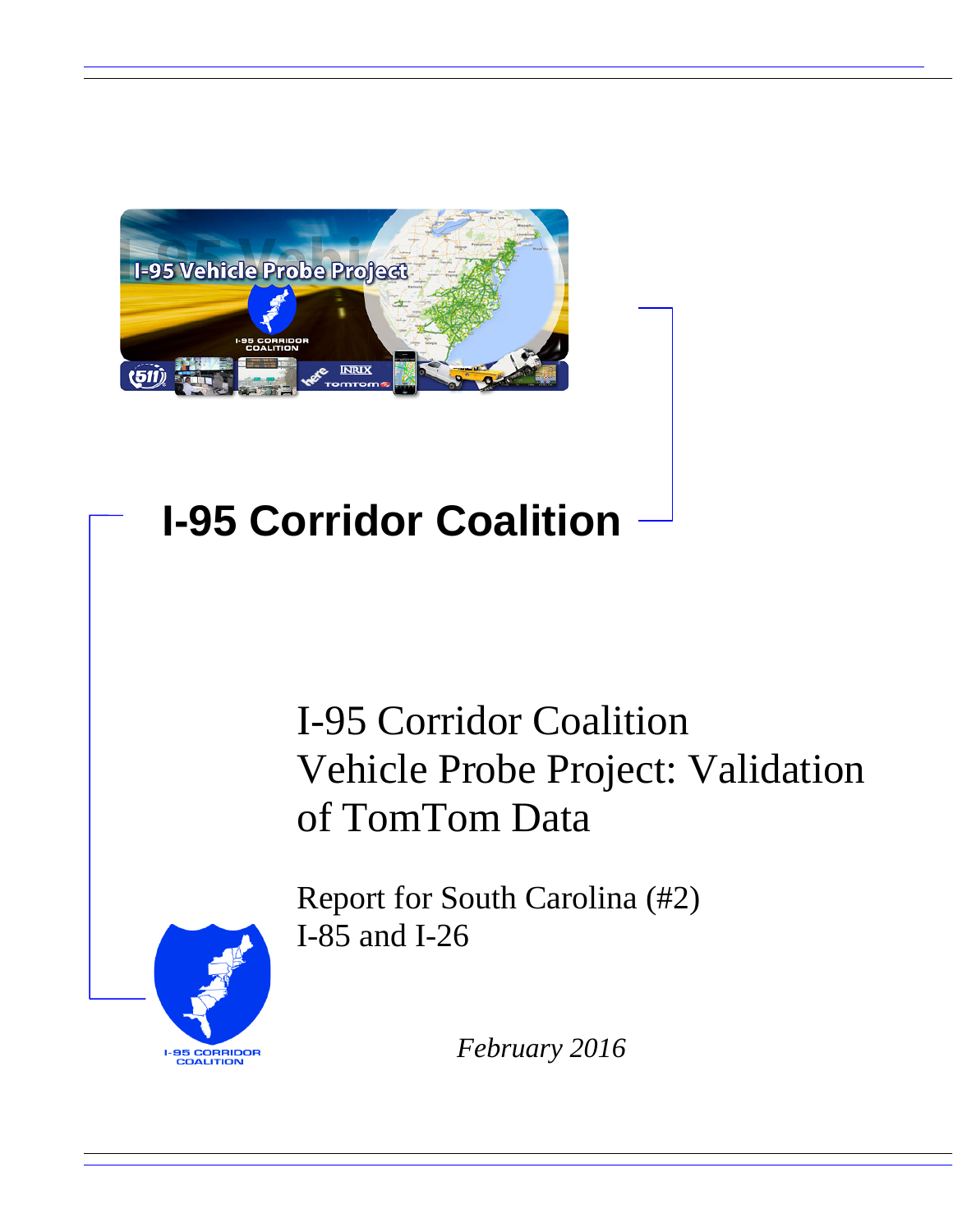# I-95 Corridor Coalition

## I-95 Corridor Coalition Vehicle Probe Project: Validation of TomTom Data

Report for South Carolina (#2)
I-85 and I-26

*February 2016*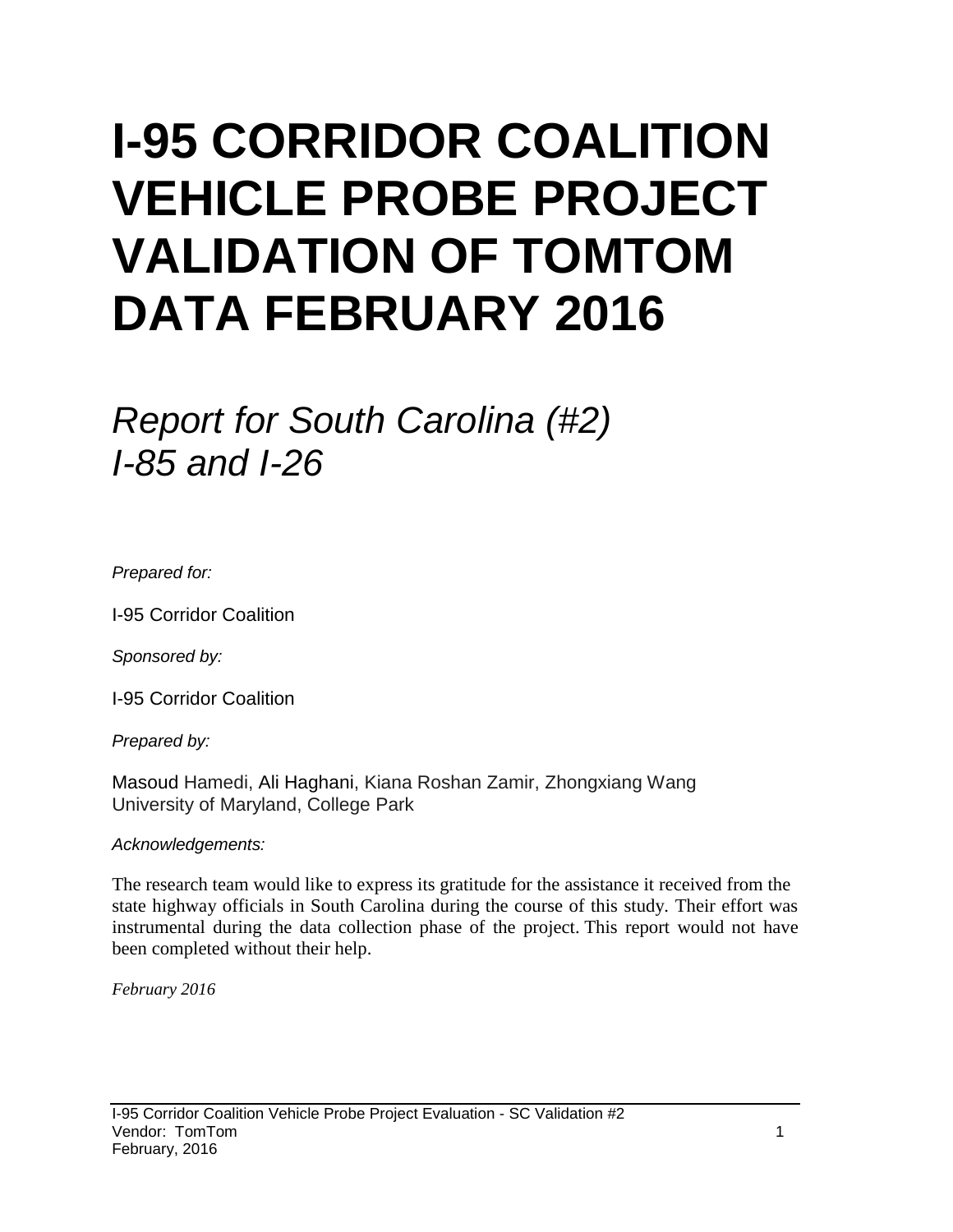# I-95 CORRIDOR COALITION VEHICLE PROBE PROJECT VALIDATION OF TOMTOM DATA FEBRUARY 2016

## *Report for South Carolina (#2) I-85 and I-26*

*Prepared for:*

I-95 Corridor Coalition

*Sponsored by:*

I-95 Corridor Coalition

*Prepared by:*

Masoud Hamedi, Ali Haghani, Kiana Roshan Zamir, Zhongxiang Wang
University of Maryland, College Park

*Acknowledgements:*

The research team would like to express its gratitude for the assistance it received from the state highway officials in South Carolina during the course of this study. Their effort was instrumental during the data collection phase of the project. This report would not have been completed without their help.

*February 2016*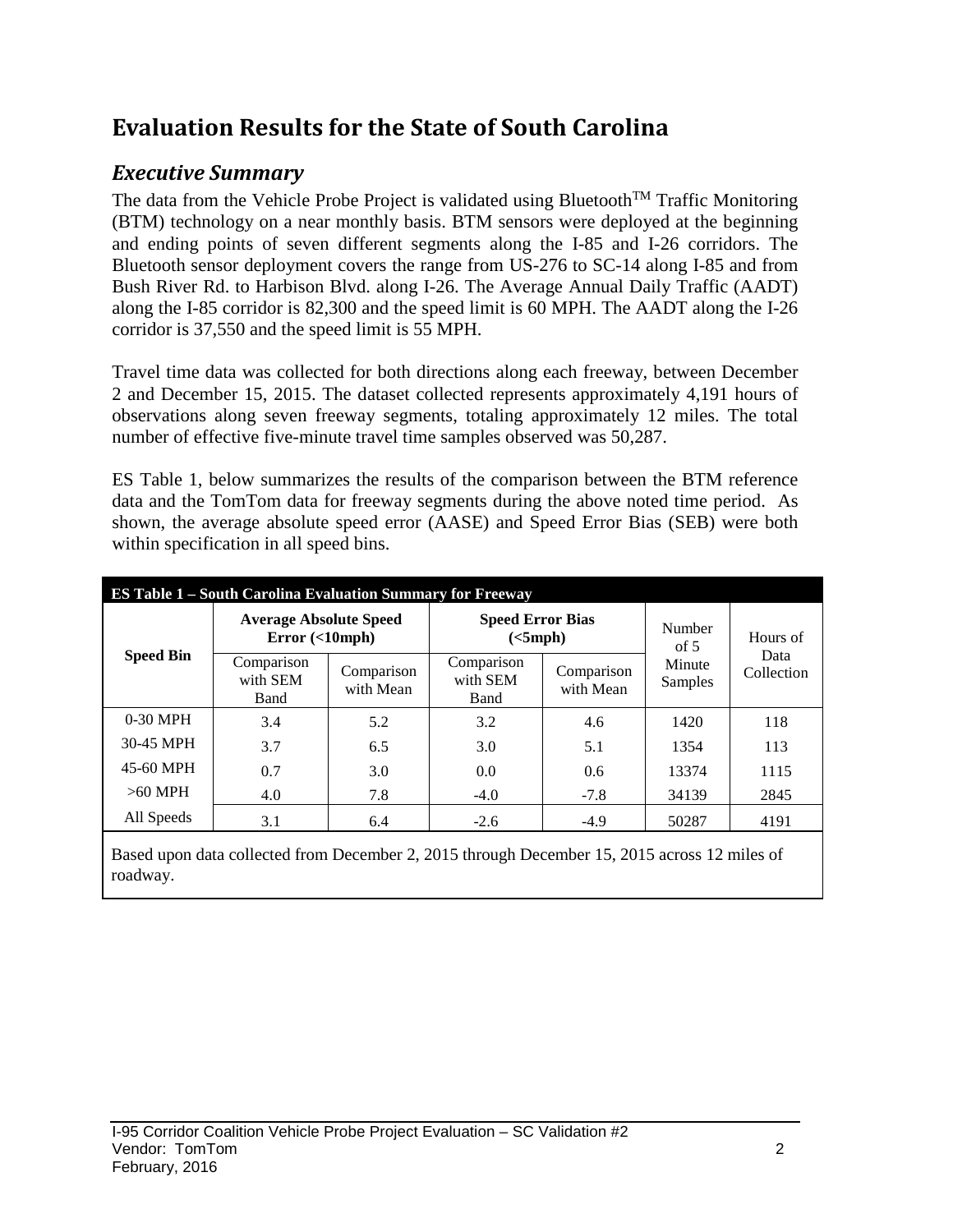# Evaluation Results for the State of South Carolina

## *Executive Summary*

The data from the Vehicle Probe Project is validated using Bluetooth[TM] Traffic Monitoring (BTM) technology on a near monthly basis. BTM sensors were deployed at the beginning and ending points of seven different segments along the I-85 and I-26 corridors. The Bluetooth sensor deployment covers the range from US-276 to SC-14 along I-85 and from Bush River Rd. to Harbison Blvd. along I-26. The Average Annual Daily Traffic (AADT) along the I-85 corridor is 82,300 and the speed limit is 60 MPH. The AADT along the I-26 corridor is 37,550 and the speed limit is 55 MPH.

Travel time data was collected for both directions along each freeway, between December 2 and December 15, 2015. The dataset collected represents approximately 4,191 hours of observations along seven freeway segments, totaling approximately 12 miles. The total number of effective five-minute travel time samples observed was 50,287.

ES Table 1, below summarizes the results of the comparison between the BTM reference data and the TomTom data for freeway segments during the above noted time period. As shown, the average absolute speed error (AASE) and Speed Error Bias (SEB) were both within specification in all speed bins.

**ES Table 1 – South Carolina Evaluation Summary for Freeway**

| Speed Bin | Average Absolute Speed Error (<10mph) | | Speed Error Bias (<5mph) | | Number of 5 Minute Samples | Hours of Data Collection |
|---|---|---|---|---|---|---|
| | Comparison with SEM Band | Comparison with Mean | Comparison with SEM Band | Comparison with Mean | | |
| 0-30 MPH | 3.4 | 5.2 | 3.2 | 4.6 | 1420 | 118 |
| 30-45 MPH | 3.7 | 6.5 | 3.0 | 5.1 | 1354 | 113 |
| 45-60 MPH | 0.7 | 3.0 | 0.0 | 0.6 | 13374 | 1115 |
| >60 MPH | 4.0 | 7.8 | -4.0 | -7.8 | 34139 | 2845 |
| All Speeds | 3.1 | 6.4 | -2.6 | -4.9 | 50287 | 4191 |

Based upon data collected from December 2, 2015 through December 15, 2015 across 12 miles of roadway.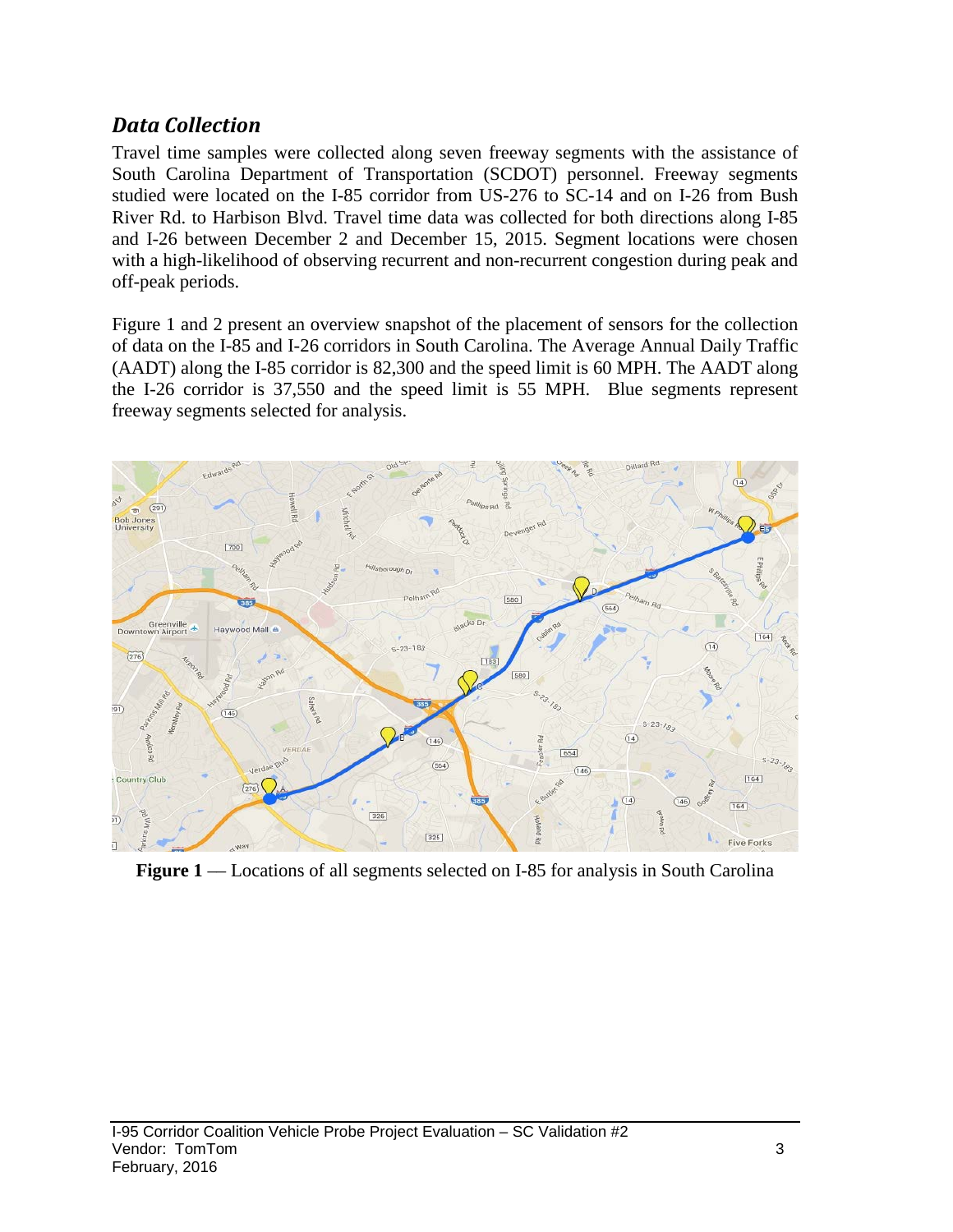## *Data Collection*

Travel time samples were collected along seven freeway segments with the assistance of South Carolina Department of Transportation (SCDOT) personnel. Freeway segments studied were located on the I-85 corridor from US-276 to SC-14 and on I-26 from Bush River Rd. to Harbison Blvd. Travel time data was collected for both directions along I-85 and I-26 between December 2 and December 15, 2015. Segment locations were chosen with a high-likelihood of observing recurrent and non-recurrent congestion during peak and off-peak periods.

Figure 1 and 2 present an overview snapshot of the placement of sensors for the collection of data on the I-85 and I-26 corridors in South Carolina. The Average Annual Daily Traffic (AADT) along the I-85 corridor is 82,300 and the speed limit is 60 MPH. The AADT along the I-26 corridor is 37,550 and the speed limit is 55 MPH. Blue segments represent freeway segments selected for analysis.

**Figure 1** — Locations of all segments selected on I-85 for analysis in South Carolina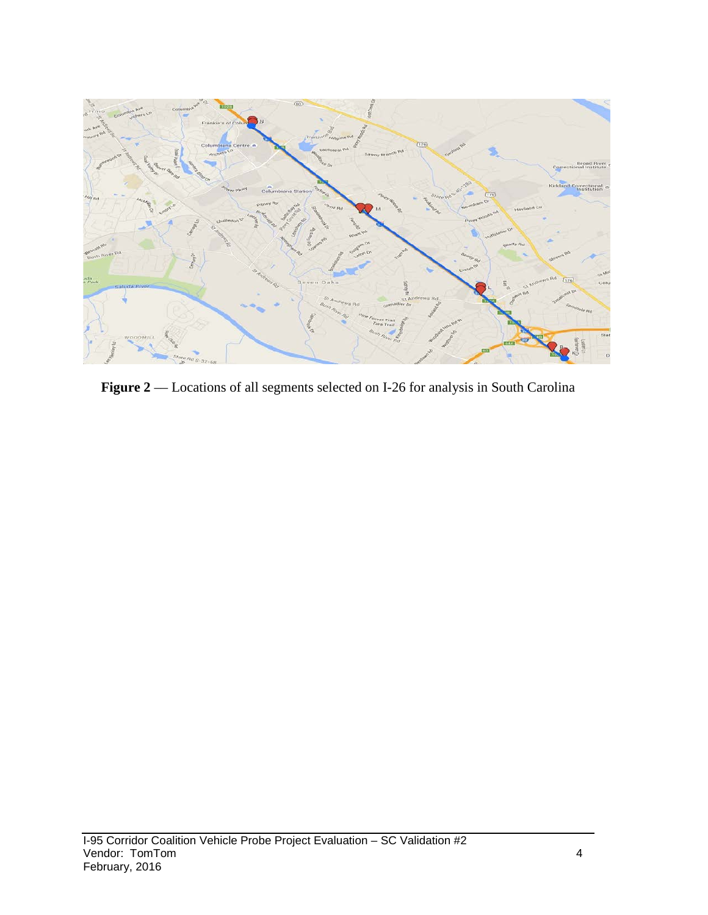**Figure 2** — Locations of all segments selected on I-26 for analysis in South Carolina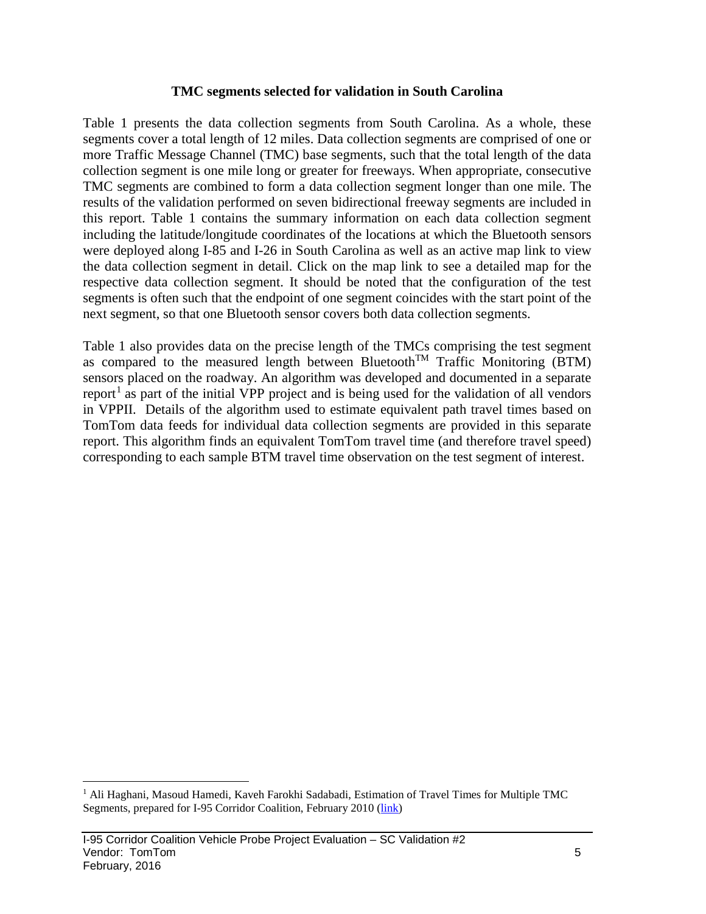### TMC segments selected for validation in South Carolina

Table 1 presents the data collection segments from South Carolina. As a whole, these segments cover a total length of 12 miles. Data collection segments are comprised of one or more Traffic Message Channel (TMC) base segments, such that the total length of the data collection segment is one mile long or greater for freeways. When appropriate, consecutive TMC segments are combined to form a data collection segment longer than one mile. The results of the validation performed on seven bidirectional freeway segments are included in this report. Table 1 contains the summary information on each data collection segment including the latitude/longitude coordinates of the locations at which the Bluetooth sensors were deployed along I-85 and I-26 in South Carolina as well as an active map link to view the data collection segment in detail. Click on the map link to see a detailed map for the respective data collection segment. It should be noted that the configuration of the test segments is often such that the endpoint of one segment coincides with the start point of the next segment, so that one Bluetooth sensor covers both data collection segments.

Table 1 also provides data on the precise length of the TMCs comprising the test segment as compared to the measured length between Bluetooth™ Traffic Monitoring (BTM) sensors placed on the roadway. An algorithm was developed and documented in a separate report[1] as part of the initial VPP project and is being used for the validation of all vendors in VPPII. Details of the algorithm used to estimate equivalent path travel times based on TomTom data feeds for individual data collection segments are provided in this separate report. This algorithm finds an equivalent TomTom travel time (and therefore travel speed) corresponding to each sample BTM travel time observation on the test segment of interest.

[1] Ali Haghani, Masoud Hamedi, Kaveh Farokhi Sadabadi, Estimation of Travel Times for Multiple TMC Segments, prepared for I-95 Corridor Coalition, February 2010 (link)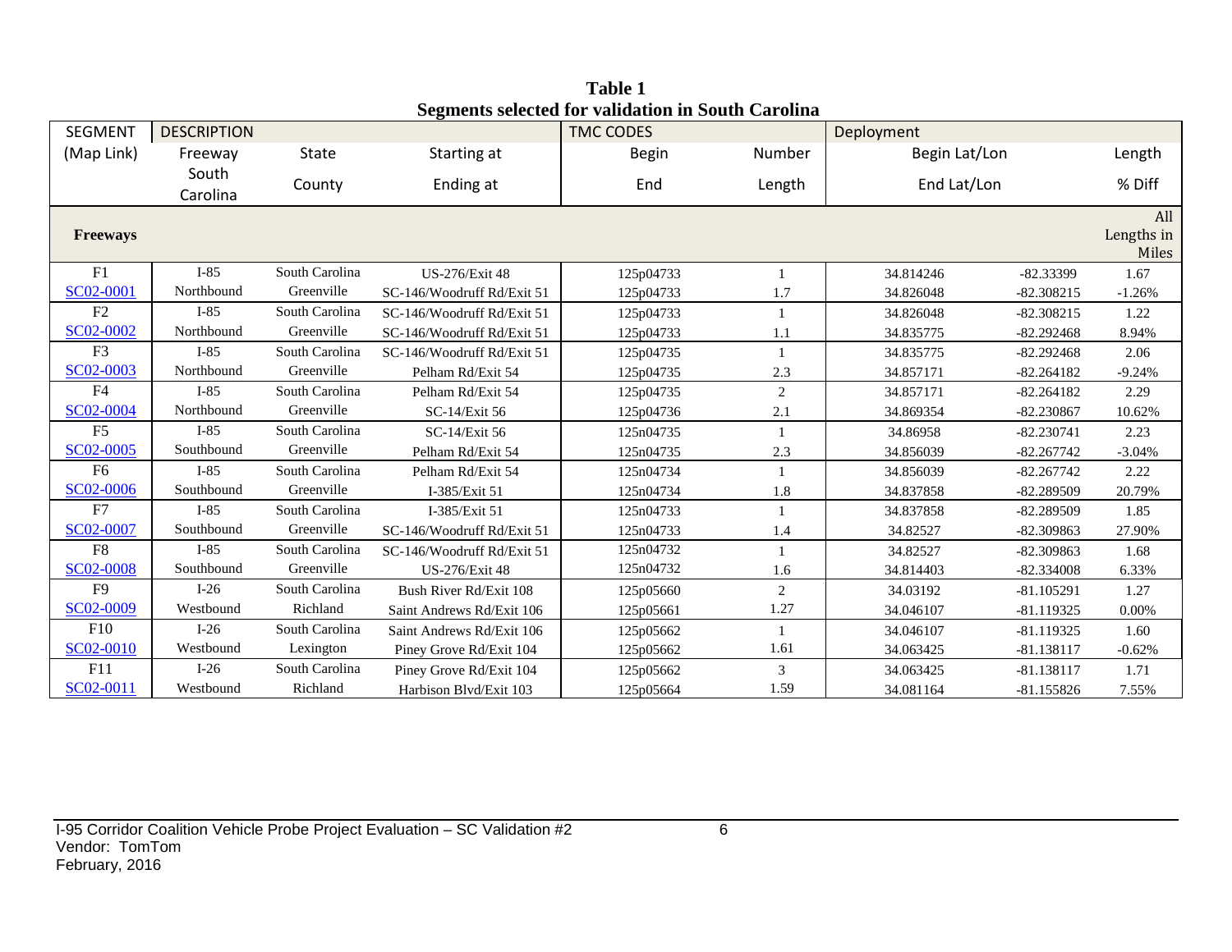**Table 1**
**Segments selected for validation in South Carolina**

| SEGMENT | DESCRIPTION | | | TMC CODES | | Deployment | | |
|---|---|---|---|---|---|---|---|---|
| (Map Link) | Freeway | State | Starting at | Begin | Number | Begin Lat/Lon | | Length |
| | South Carolina | County | Ending at | End | Length | End Lat/Lon | | % Diff |
| **Freeways** | | | | | | | | All Lengths in Miles |
| F1 | I-85 | South Carolina | US-276/Exit 48 | 125p04733 | 1 | 34.814246 | -82.33399 | 1.67 |
| SC02-0001 | Northbound | Greenville | SC-146/Woodruff Rd/Exit 51 | 125p04733 | 1.7 | 34.826048 | -82.308215 | -1.26% |
| F2 | I-85 | South Carolina | SC-146/Woodruff Rd/Exit 51 | 125p04733 | 1 | 34.826048 | -82.308215 | 1.22 |
| SC02-0002 | Northbound | Greenville | SC-146/Woodruff Rd/Exit 51 | 125p04733 | 1.1 | 34.835775 | -82.292468 | 8.94% |
| F3 | I-85 | South Carolina | SC-146/Woodruff Rd/Exit 51 | 125p04735 | 1 | 34.835775 | -82.292468 | 2.06 |
| SC02-0003 | Northbound | Greenville | Pelham Rd/Exit 54 | 125p04735 | 2.3 | 34.857171 | -82.264182 | -9.24% |
| F4 | I-85 | South Carolina | Pelham Rd/Exit 54 | 125p04735 | 2 | 34.857171 | -82.264182 | 2.29 |
| SC02-0004 | Northbound | Greenville | SC-14/Exit 56 | 125p04736 | 2.1 | 34.869354 | -82.230867 | 10.62% |
| F5 | I-85 | South Carolina | SC-14/Exit 56 | 125n04735 | 1 | 34.86958 | -82.230741 | 2.23 |
| SC02-0005 | Southbound | Greenville | Pelham Rd/Exit 54 | 125n04735 | 2.3 | 34.856039 | -82.267742 | -3.04% |
| F6 | I-85 | South Carolina | Pelham Rd/Exit 54 | 125n04734 | 1 | 34.856039 | -82.267742 | 2.22 |
| SC02-0006 | Southbound | Greenville | I-385/Exit 51 | 125n04734 | 1.8 | 34.837858 | -82.289509 | 20.79% |
| F7 | I-85 | South Carolina | I-385/Exit 51 | 125n04733 | 1 | 34.837858 | -82.289509 | 1.85 |
| SC02-0007 | Southbound | Greenville | SC-146/Woodruff Rd/Exit 51 | 125n04733 | 1.4 | 34.82527 | -82.309863 | 27.90% |
| F8 | I-85 | South Carolina | SC-146/Woodruff Rd/Exit 51 | 125n04732 | 1 | 34.82527 | -82.309863 | 1.68 |
| SC02-0008 | Southbound | Greenville | US-276/Exit 48 | 125n04732 | 1.6 | 34.814403 | -82.334008 | 6.33% |
| F9 | I-26 | South Carolina | Bush River Rd/Exit 108 | 125p05660 | 2 | 34.03192 | -81.105291 | 1.27 |
| SC02-0009 | Westbound | Richland | Saint Andrews Rd/Exit 106 | 125p05661 | 1.27 | 34.046107 | -81.119325 | 0.00% |
| F10 | I-26 | South Carolina | Saint Andrews Rd/Exit 106 | 125p05662 | 1 | 34.046107 | -81.119325 | 1.60 |
| SC02-0010 | Westbound | Lexington | Piney Grove Rd/Exit 104 | 125p05662 | 1.61 | 34.063425 | -81.138117 | -0.62% |
| F11 | I-26 | South Carolina | Piney Grove Rd/Exit 104 | 125p05662 | 3 | 34.063425 | -81.138117 | 1.71 |
| SC02-0011 | Westbound | Richland | Harbison Blvd/Exit 103 | 125p05664 | 1.59 | 34.081164 | -81.155826 | 7.55% |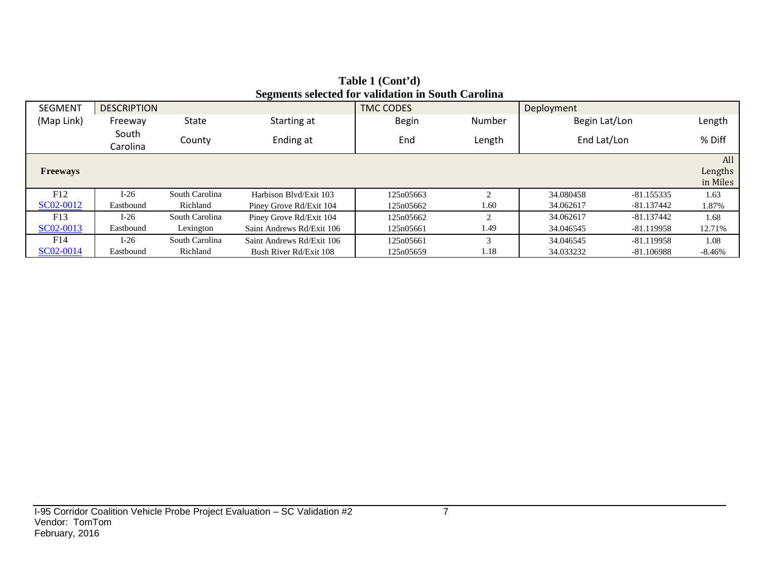**Table 1 (Cont'd)**
**Segments selected for validation in South Carolina**

| SEGMENT | DESCRIPTION | | | TMC CODES | | Deployment | | |
|---|---|---|---|---|---|---|---|---|
| (Map Link) | Freeway | State | Starting at | Begin | Number | Begin Lat/Lon | | Length |
| | South Carolina | County | Ending at | End | Length | End Lat/Lon | | % Diff |
| **Freeways** | | | | | | | | All Lengths in Miles |
| F12 | I-26 | South Carolina | Harbison Blvd/Exit 103 | 125n05663 | 2 | 34.080458 | -81.155335 | 1.63 |
| SC02-0012 | Eastbound | Richland | Piney Grove Rd/Exit 104 | 125n05662 | 1.60 | 34.062617 | -81.137442 | 1.87% |
| F13 | I-26 | South Carolina | Piney Grove Rd/Exit 104 | 125n05662 | 2 | 34.062617 | -81.137442 | 1.68 |
| SC02-0013 | Eastbound | Lexington | Saint Andrews Rd/Exit 106 | 125n05661 | 1.49 | 34.046545 | -81.119958 | 12.71% |
| F14 | I-26 | South Carolina | Saint Andrews Rd/Exit 106 | 125n05661 | 3 | 34.046545 | -81.119958 | 1.08 |
| SC02-0014 | Eastbound | Richland | Bush River Rd/Exit 108 | 125n05659 | 1.18 | 34.033232 | -81.106988 | -8.46% |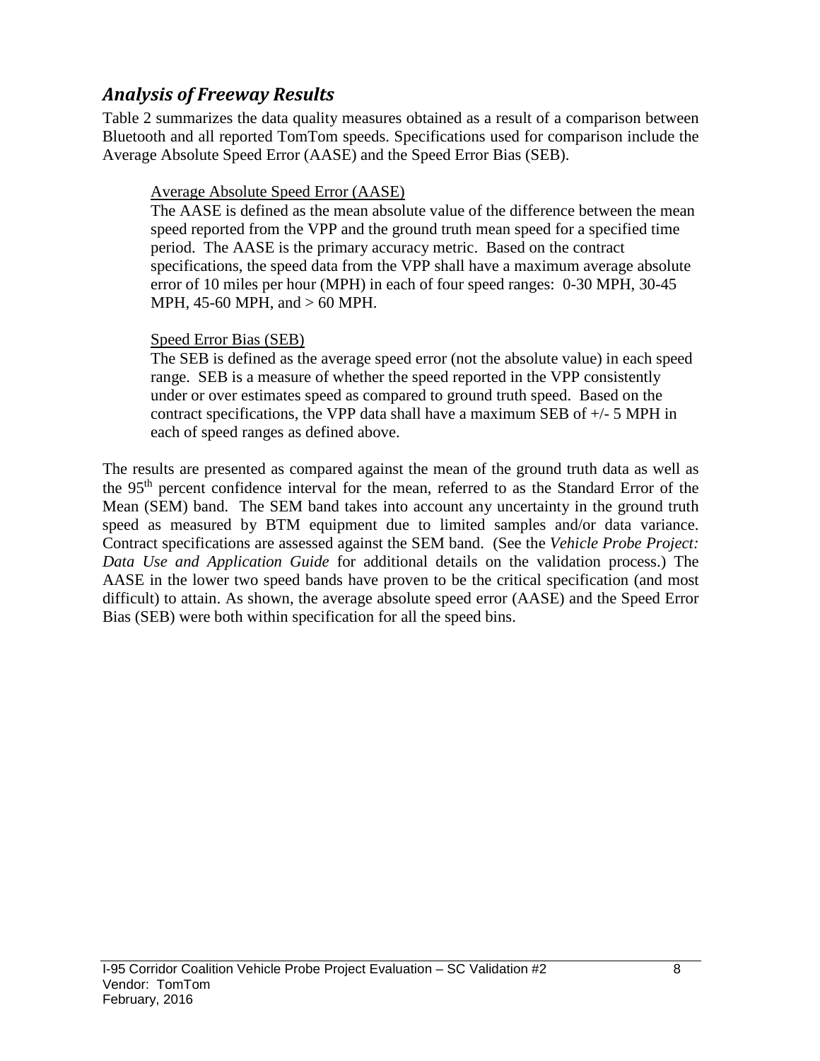## *Analysis of Freeway Results*

Table 2 summarizes the data quality measures obtained as a result of a comparison between Bluetooth and all reported TomTom speeds. Specifications used for comparison include the Average Absolute Speed Error (AASE) and the Speed Error Bias (SEB).

> Average Absolute Speed Error (AASE)
>
> The AASE is defined as the mean absolute value of the difference between the mean speed reported from the VPP and the ground truth mean speed for a specified time period. The AASE is the primary accuracy metric. Based on the contract specifications, the speed data from the VPP shall have a maximum average absolute error of 10 miles per hour (MPH) in each of four speed ranges: 0-30 MPH, 30-45 MPH, 45-60 MPH, and > 60 MPH.
>
> Speed Error Bias (SEB)
>
> The SEB is defined as the average speed error (not the absolute value) in each speed range. SEB is a measure of whether the speed reported in the VPP consistently under or over estimates speed as compared to ground truth speed. Based on the contract specifications, the VPP data shall have a maximum SEB of +/- 5 MPH in each of speed ranges as defined above.

The results are presented as compared against the mean of the ground truth data as well as the 95th percent confidence interval for the mean, referred to as the Standard Error of the Mean (SEM) band. The SEM band takes into account any uncertainty in the ground truth speed as measured by BTM equipment due to limited samples and/or data variance. Contract specifications are assessed against the SEM band. (See the *Vehicle Probe Project: Data Use and Application Guide* for additional details on the validation process.) The AASE in the lower two speed bands have proven to be the critical specification (and most difficult) to attain. As shown, the average absolute speed error (AASE) and the Speed Error Bias (SEB) were both within specification for all the speed bins.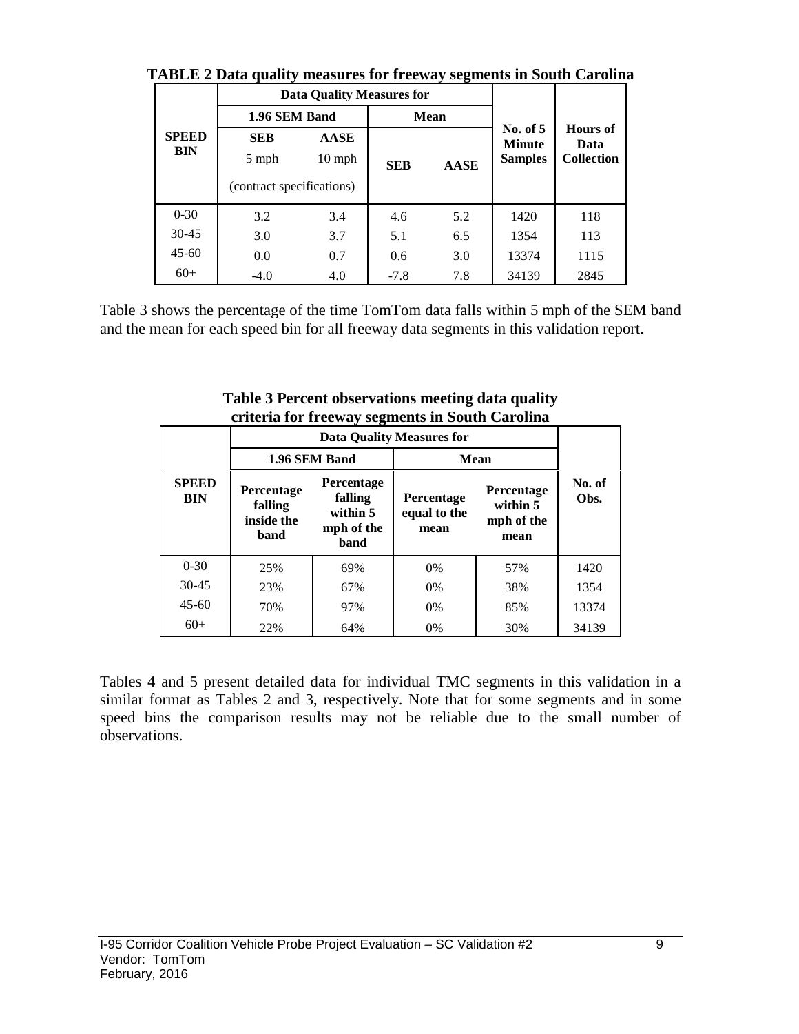**TABLE 2 Data quality measures for freeway segments in South Carolina**

| SPEED BIN | Data Quality Measures for | | | | No. of 5 Minute Samples | Hours of Data Collection |
|---|---|---|---|---|---|---|
| | 1.96 SEM Band | | Mean | | | |
| | SEB 5 mph (contract specifications) | AASE 10 mph | SEB | AASE | | |
| 0-30 | 3.2 | 3.4 | 4.6 | 5.2 | 1420 | 118 |
| 30-45 | 3.0 | 3.7 | 5.1 | 6.5 | 1354 | 113 |
| 45-60 | 0.0 | 0.7 | 0.6 | 3.0 | 13374 | 1115 |
| 60+ | -4.0 | 4.0 | -7.8 | 7.8 | 34139 | 2845 |

Table 3 shows the percentage of the time TomTom data falls within 5 mph of the SEM band and the mean for each speed bin for all freeway data segments in this validation report.

**Table 3 Percent observations meeting data quality criteria for freeway segments in South Carolina**

| SPEED BIN | Data Quality Measures for | | | | No. of Obs. |
|---|---|---|---|---|---|
| | 1.96 SEM Band | | Mean | | |
| | Percentage falling inside the band | Percentage falling within 5 mph of the band | Percentage equal to the mean | Percentage within 5 mph of the mean | |
| 0-30 | 25% | 69% | 0% | 57% | 1420 |
| 30-45 | 23% | 67% | 0% | 38% | 1354 |
| 45-60 | 70% | 97% | 0% | 85% | 13374 |
| 60+ | 22% | 64% | 0% | 30% | 34139 |

Tables 4 and 5 present detailed data for individual TMC segments in this validation in a similar format as Tables 2 and 3, respectively. Note that for some segments and in some speed bins the comparison results may not be reliable due to the small number of observations.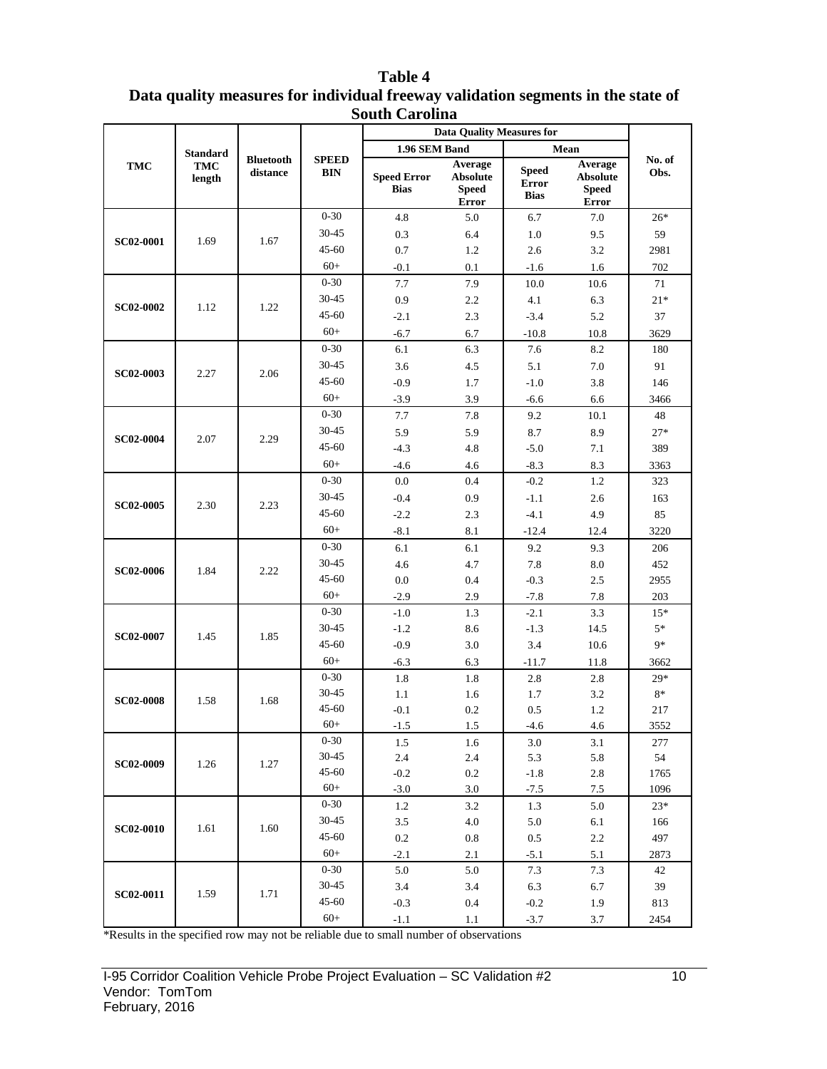**Table 4**
**Data quality measures for individual freeway validation segments in the state of South Carolina**

| TMC | Standard TMC length | Bluetooth distance | SPEED BIN | Data Quality Measures for 1.96 SEM Band | | Data Quality Measures for Mean | | No. of Obs. |
|---|---|---|---|---|---|---|---|---|
| | | | | Speed Error Bias | Average Absolute Speed Error | Speed Error Bias | Average Absolute Speed Error | |
| SC02-0001 | 1.69 | 1.67 | 0-30 | 4.8 | 5.0 | 6.7 | 7.0 | 26* |
| | | | 30-45 | 0.3 | 6.4 | 1.0 | 9.5 | 59 |
| | | | 45-60 | 0.7 | 1.2 | 2.6 | 3.2 | 2981 |
| | | | 60+ | -0.1 | 0.1 | -1.6 | 1.6 | 702 |
| SC02-0002 | 1.12 | 1.22 | 0-30 | 7.7 | 7.9 | 10.0 | 10.6 | 71 |
| | | | 30-45 | 0.9 | 2.2 | 4.1 | 6.3 | 21* |
| | | | 45-60 | -2.1 | 2.3 | -3.4 | 5.2 | 37 |
| | | | 60+ | -6.7 | 6.7 | -10.8 | 10.8 | 3629 |
| SC02-0003 | 2.27 | 2.06 | 0-30 | 6.1 | 6.3 | 7.6 | 8.2 | 180 |
| | | | 30-45 | 3.6 | 4.5 | 5.1 | 7.0 | 91 |
| | | | 45-60 | -0.9 | 1.7 | -1.0 | 3.8 | 146 |
| | | | 60+ | -3.9 | 3.9 | -6.6 | 6.6 | 3466 |
| SC02-0004 | 2.07 | 2.29 | 0-30 | 7.7 | 7.8 | 9.2 | 10.1 | 48 |
| | | | 30-45 | 5.9 | 5.9 | 8.7 | 8.9 | 27* |
| | | | 45-60 | -4.3 | 4.8 | -5.0 | 7.1 | 389 |
| | | | 60+ | -4.6 | 4.6 | -8.3 | 8.3 | 3363 |
| SC02-0005 | 2.30 | 2.23 | 0-30 | 0.0 | 0.4 | -0.2 | 1.2 | 323 |
| | | | 30-45 | -0.4 | 0.9 | -1.1 | 2.6 | 163 |
| | | | 45-60 | -2.2 | 2.3 | -4.1 | 4.9 | 85 |
| | | | 60+ | -8.1 | 8.1 | -12.4 | 12.4 | 3220 |
| SC02-0006 | 1.84 | 2.22 | 0-30 | 6.1 | 6.1 | 9.2 | 9.3 | 206 |
| | | | 30-45 | 4.6 | 4.7 | 7.8 | 8.0 | 452 |
| | | | 45-60 | 0.0 | 0.4 | -0.3 | 2.5 | 2955 |
| | | | 60+ | -2.9 | 2.9 | -7.8 | 7.8 | 203 |
| SC02-0007 | 1.45 | 1.85 | 0-30 | -1.0 | 1.3 | -2.1 | 3.3 | 15* |
| | | | 30-45 | -1.2 | 8.6 | -1.3 | 14.5 | 5* |
| | | | 45-60 | -0.9 | 3.0 | 3.4 | 10.6 | 9* |
| | | | 60+ | -6.3 | 6.3 | -11.7 | 11.8 | 3662 |
| SC02-0008 | 1.58 | 1.68 | 0-30 | 1.8 | 1.8 | 2.8 | 2.8 | 29* |
| | | | 30-45 | 1.1 | 1.6 | 1.7 | 3.2 | 8* |
| | | | 45-60 | -0.1 | 0.2 | 0.5 | 1.2 | 217 |
| | | | 60+ | -1.5 | 1.5 | -4.6 | 4.6 | 3552 |
| SC02-0009 | 1.26 | 1.27 | 0-30 | 1.5 | 1.6 | 3.0 | 3.1 | 277 |
| | | | 30-45 | 2.4 | 2.4 | 5.3 | 5.8 | 54 |
| | | | 45-60 | -0.2 | 0.2 | -1.8 | 2.8 | 1765 |
| | | | 60+ | -3.0 | 3.0 | -7.5 | 7.5 | 1096 |
| SC02-0010 | 1.61 | 1.60 | 0-30 | 1.2 | 3.2 | 1.3 | 5.0 | 23* |
| | | | 30-45 | 3.5 | 4.0 | 5.0 | 6.1 | 166 |
| | | | 45-60 | 0.2 | 0.8 | 0.5 | 2.2 | 497 |
| | | | 60+ | -2.1 | 2.1 | -5.1 | 5.1 | 2873 |
| SC02-0011 | 1.59 | 1.71 | 0-30 | 5.0 | 5.0 | 7.3 | 7.3 | 42 |
| | | | 30-45 | 3.4 | 3.4 | 6.3 | 6.7 | 39 |
| | | | 45-60 | -0.3 | 0.4 | -0.2 | 1.9 | 813 |
| | | | 60+ | -1.1 | 1.1 | -3.7 | 3.7 | 2454 |

*Results in the specified row may not be reliable due to small number of observations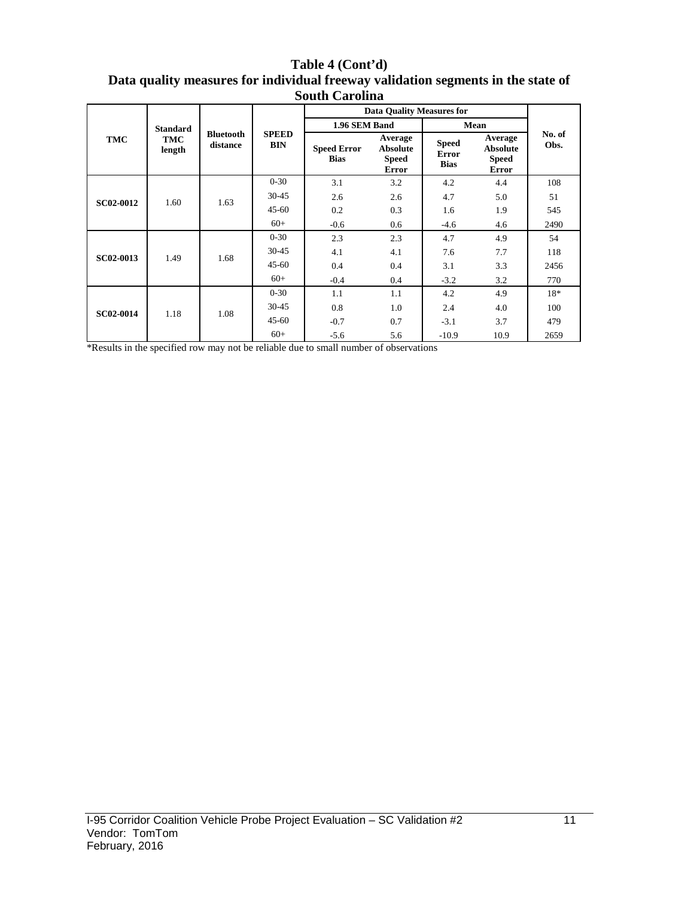**Table 4 (Cont'd)**
**Data quality measures for individual freeway validation segments in the state of South Carolina**

| TMC | Standard TMC length | Bluetooth distance | SPEED BIN | Data Quality Measures for | | | | No. of Obs. |
|---|---|---|---|---|---|---|---|---|
| | | | | 1.96 SEM Band | | Mean | | |
| | | | | Speed Error Bias | Average Absolute Speed Error | Speed Error Bias | Average Absolute Speed Error | |
| SC02-0012 | 1.60 | 1.63 | 0-30 | 3.1 | 3.2 | 4.2 | 4.4 | 108 |
| | | | 30-45 | 2.6 | 2.6 | 4.7 | 5.0 | 51 |
| | | | 45-60 | 0.2 | 0.3 | 1.6 | 1.9 | 545 |
| | | | 60+ | -0.6 | 0.6 | -4.6 | 4.6 | 2490 |
| SC02-0013 | 1.49 | 1.68 | 0-30 | 2.3 | 2.3 | 4.7 | 4.9 | 54 |
| | | | 30-45 | 4.1 | 4.1 | 7.6 | 7.7 | 118 |
| | | | 45-60 | 0.4 | 0.4 | 3.1 | 3.3 | 2456 |
| | | | 60+ | -0.4 | 0.4 | -3.2 | 3.2 | 770 |
| SC02-0014 | 1.18 | 1.08 | 0-30 | 1.1 | 1.1 | 4.2 | 4.9 | 18* |
| | | | 30-45 | 0.8 | 1.0 | 2.4 | 4.0 | 100 |
| | | | 45-60 | -0.7 | 0.7 | -3.1 | 3.7 | 479 |
| | | | 60+ | -5.6 | 5.6 | -10.9 | 10.9 | 2659 |

*Results in the specified row may not be reliable due to small number of observations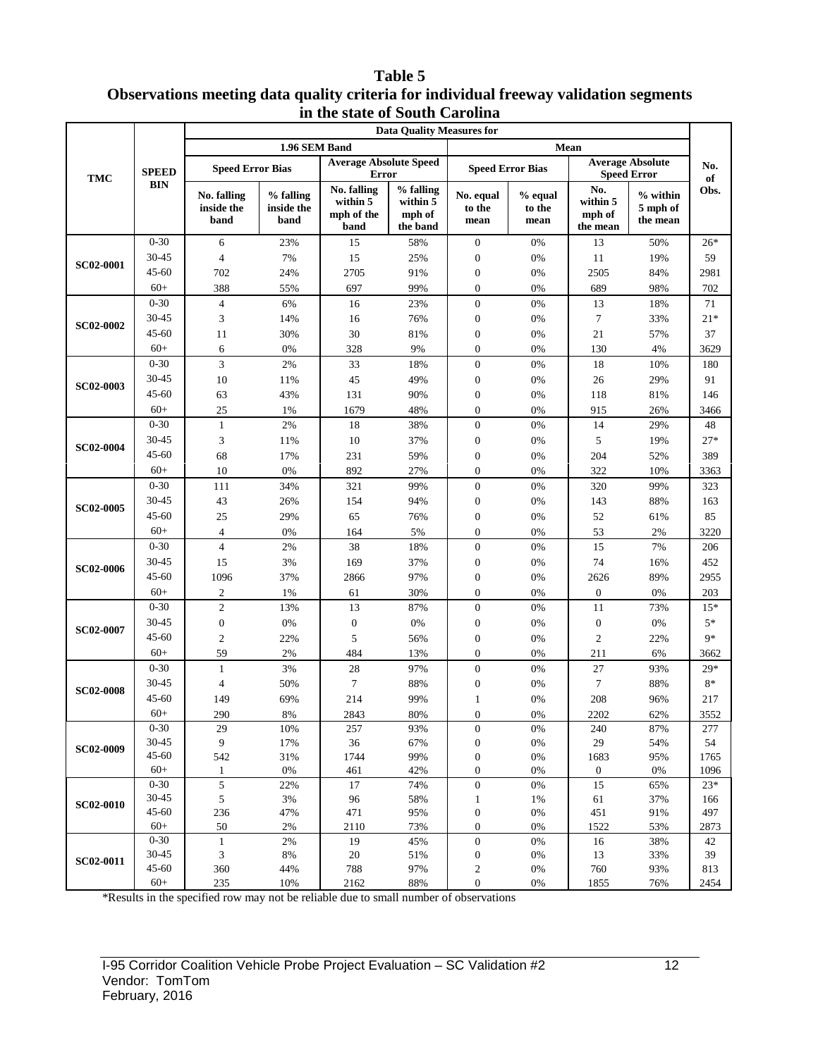**Table 5**
**Observations meeting data quality criteria for individual freeway validation segments in the state of South Carolina**

| TMC | SPEED BIN | Data Quality Measures for | | | | | | | | No. of Obs. |
|---|---|---|---|---|---|---|---|---|---|---|
| | | 1.96 SEM Band | | | | Mean | | | | |
| | | Speed Error Bias | | Average Absolute Speed Error | | Speed Error Bias | | Average Absolute Speed Error | | |
| | | No. falling inside the band | % falling inside the band | No. falling within 5 mph of the band | % falling within 5 mph of the band | No. equal to the mean | % equal to the mean | No. within 5 mph of the mean | % within 5 mph of the mean | |
| SC02-0001 | 0-30 | 6 | 23% | 15 | 58% | 0 | 0% | 13 | 50% | 26* |
| | 30-45 | 4 | 7% | 15 | 25% | 0 | 0% | 11 | 19% | 59 |
| | 45-60 | 702 | 24% | 2705 | 91% | 0 | 0% | 2505 | 84% | 2981 |
| | 60+ | 388 | 55% | 697 | 99% | 0 | 0% | 689 | 98% | 702 |
| SC02-0002 | 0-30 | 4 | 6% | 16 | 23% | 0 | 0% | 13 | 18% | 71 |
| | 30-45 | 3 | 14% | 16 | 76% | 0 | 0% | 7 | 33% | 21* |
| | 45-60 | 11 | 30% | 30 | 81% | 0 | 0% | 21 | 57% | 37 |
| | 60+ | 6 | 0% | 328 | 9% | 0 | 0% | 130 | 4% | 3629 |
| SC02-0003 | 0-30 | 3 | 2% | 33 | 18% | 0 | 0% | 18 | 10% | 180 |
| | 30-45 | 10 | 11% | 45 | 49% | 0 | 0% | 26 | 29% | 91 |
| | 45-60 | 63 | 43% | 131 | 90% | 0 | 0% | 118 | 81% | 146 |
| | 60+ | 25 | 1% | 1679 | 48% | 0 | 0% | 915 | 26% | 3466 |
| SC02-0004 | 0-30 | 1 | 2% | 18 | 38% | 0 | 0% | 14 | 29% | 48 |
| | 30-45 | 3 | 11% | 10 | 37% | 0 | 0% | 5 | 19% | 27* |
| | 45-60 | 68 | 17% | 231 | 59% | 0 | 0% | 204 | 52% | 389 |
| | 60+ | 10 | 0% | 892 | 27% | 0 | 0% | 322 | 10% | 3363 |
| SC02-0005 | 0-30 | 111 | 34% | 321 | 99% | 0 | 0% | 320 | 99% | 323 |
| | 30-45 | 43 | 26% | 154 | 94% | 0 | 0% | 143 | 88% | 163 |
| | 45-60 | 25 | 29% | 65 | 76% | 0 | 0% | 52 | 61% | 85 |
| | 60+ | 4 | 0% | 164 | 5% | 0 | 0% | 53 | 2% | 3220 |
| SC02-0006 | 0-30 | 4 | 2% | 38 | 18% | 0 | 0% | 15 | 7% | 206 |
| | 30-45 | 15 | 3% | 169 | 37% | 0 | 0% | 74 | 16% | 452 |
| | 45-60 | 1096 | 37% | 2866 | 97% | 0 | 0% | 2626 | 89% | 2955 |
| | 60+ | 2 | 1% | 61 | 30% | 0 | 0% | 0 | 0% | 203 |
| SC02-0007 | 0-30 | 2 | 13% | 13 | 87% | 0 | 0% | 11 | 73% | 15* |
| | 30-45 | 0 | 0% | 0 | 0% | 0 | 0% | 0 | 0% | 5* |
| | 45-60 | 2 | 22% | 5 | 56% | 0 | 0% | 2 | 22% | 9* |
| | 60+ | 59 | 2% | 484 | 13% | 0 | 0% | 211 | 6% | 3662 |
| SC02-0008 | 0-30 | 1 | 3% | 28 | 97% | 0 | 0% | 27 | 93% | 29* |
| | 30-45 | 4 | 50% | 7 | 88% | 0 | 0% | 7 | 88% | 8* |
| | 45-60 | 149 | 69% | 214 | 99% | 1 | 0% | 208 | 96% | 217 |
| | 60+ | 290 | 8% | 2843 | 80% | 0 | 0% | 2202 | 62% | 3552 |
| SC02-0009 | 0-30 | 29 | 10% | 257 | 93% | 0 | 0% | 240 | 87% | 277 |
| | 30-45 | 9 | 17% | 36 | 67% | 0 | 0% | 29 | 54% | 54 |
| | 45-60 | 542 | 31% | 1744 | 99% | 0 | 0% | 1683 | 95% | 1765 |
| | 60+ | 1 | 0% | 461 | 42% | 0 | 0% | 0 | 0% | 1096 |
| SC02-0010 | 0-30 | 5 | 22% | 17 | 74% | 0 | 0% | 15 | 65% | 23* |
| | 30-45 | 5 | 3% | 96 | 58% | 1 | 1% | 61 | 37% | 166 |
| | 45-60 | 236 | 47% | 471 | 95% | 0 | 0% | 451 | 91% | 497 |
| | 60+ | 50 | 2% | 2110 | 73% | 0 | 0% | 1522 | 53% | 2873 |
| SC02-0011 | 0-30 | 1 | 2% | 19 | 45% | 0 | 0% | 16 | 38% | 42 |
| | 30-45 | 3 | 8% | 20 | 51% | 0 | 0% | 13 | 33% | 39 |
| | 45-60 | 360 | 44% | 788 | 97% | 2 | 0% | 760 | 93% | 813 |
| | 60+ | 235 | 10% | 2162 | 88% | 0 | 0% | 1855 | 76% | 2454 |

*Results in the specified row may not be reliable due to small number of observations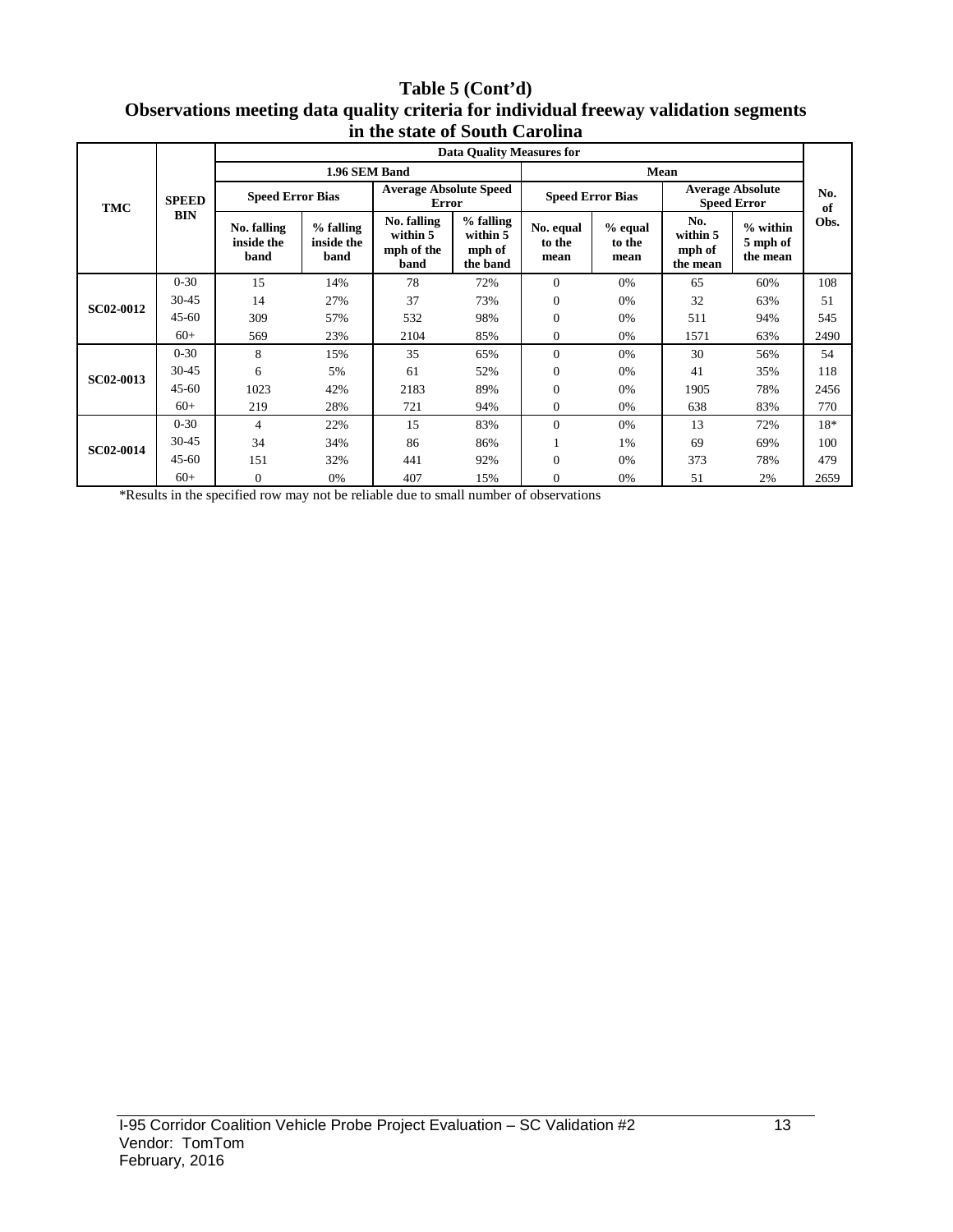**Table 5 (Cont'd)**
**Observations meeting data quality criteria for individual freeway validation segments in the state of South Carolina**

| TMC | SPEED BIN | Data Quality Measures for | | | | | | | | No. of Obs. |
|---|---|---|---|---|---|---|---|---|---|---|
| | | 1.96 SEM Band | | | | Mean | | | | |
| | | Speed Error Bias | | Average Absolute Speed Error | | Speed Error Bias | | Average Absolute Speed Error | | |
| | | No. falling inside the band | % falling inside the band | No. falling within 5 mph of the band | % falling within 5 mph of the band | No. equal to the mean | % equal to the mean | No. within 5 mph of the mean | % within 5 mph of the mean | |
| SC02-0012 | 0-30 | 15 | 14% | 78 | 72% | 0 | 0% | 65 | 60% | 108 |
| | 30-45 | 14 | 27% | 37 | 73% | 0 | 0% | 32 | 63% | 51 |
| | 45-60 | 309 | 57% | 532 | 98% | 0 | 0% | 511 | 94% | 545 |
| | 60+ | 569 | 23% | 2104 | 85% | 0 | 0% | 1571 | 63% | 2490 |
| SC02-0013 | 0-30 | 8 | 15% | 35 | 65% | 0 | 0% | 30 | 56% | 54 |
| | 30-45 | 6 | 5% | 61 | 52% | 0 | 0% | 41 | 35% | 118 |
| | 45-60 | 1023 | 42% | 2183 | 89% | 0 | 0% | 1905 | 78% | 2456 |
| | 60+ | 219 | 28% | 721 | 94% | 0 | 0% | 638 | 83% | 770 |
| SC02-0014 | 0-30 | 4 | 22% | 15 | 83% | 0 | 0% | 13 | 72% | 18* |
| | 30-45 | 34 | 34% | 86 | 86% | 1 | 1% | 69 | 69% | 100 |
| | 45-60 | 151 | 32% | 441 | 92% | 0 | 0% | 373 | 78% | 479 |
| | 60+ | 0 | 0% | 407 | 15% | 0 | 0% | 51 | 2% | 2659 |

*Results in the specified row may not be reliable due to small number of observations